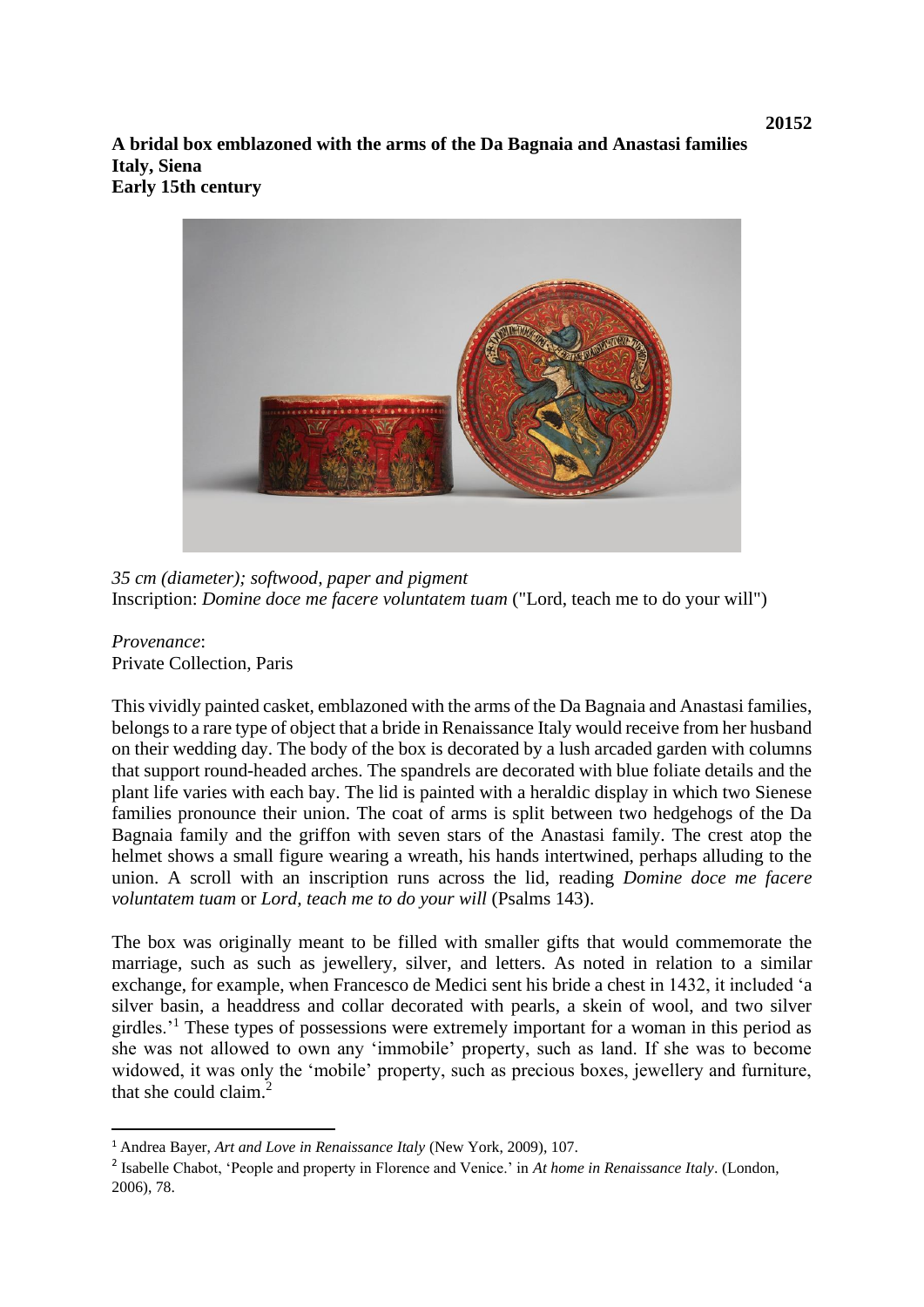**20152**

**A bridal box emblazoned with the arms of the Da Bagnaia and Anastasi families**
**Italy, Siena**
**Early 15th century**

*35 cm (diameter); softwood, paper and pigment*
Inscription: *Domine doce me facere voluntatem tuam* ("Lord, teach me to do your will")

*Provenance*:
Private Collection, Paris

This vividly painted casket, emblazoned with the arms of the Da Bagnaia and Anastasi families, belongs to a rare type of object that a bride in Renaissance Italy would receive from her husband on their wedding day. The body of the box is decorated by a lush arcaded garden with columns that support round-headed arches. The spandrels are decorated with blue foliate details and the plant life varies with each bay. The lid is painted with a heraldic display in which two Sienese families pronounce their union. The coat of arms is split between two hedgehogs of the Da Bagnaia family and the griffon with seven stars of the Anastasi family. The crest atop the helmet shows a small figure wearing a wreath, his hands intertwined, perhaps alluding to the union. A scroll with an inscription runs across the lid, reading *Domine doce me facere voluntatem tuam* or *Lord, teach me to do your will* (Psalms 143).

The box was originally meant to be filled with smaller gifts that would commemorate the marriage, such as such as jewellery, silver, and letters. As noted in relation to a similar exchange, for example, when Francesco de Medici sent his bride a chest in 1432, it included 'a silver basin, a headdress and collar decorated with pearls, a skein of wool, and two silver girdles.'[1] These types of possessions were extremely important for a woman in this period as she was not allowed to own any 'immobile' property, such as land. If she was to become widowed, it was only the 'mobile' property, such as precious boxes, jewellery and furniture, that she could claim.[2]

---

[1] Andrea Bayer, *Art and Love in Renaissance Italy* (New York, 2009), 107.

[2] Isabelle Chabot, 'People and property in Florence and Venice.' in *At home in Renaissance Italy*. (London, 2006), 78.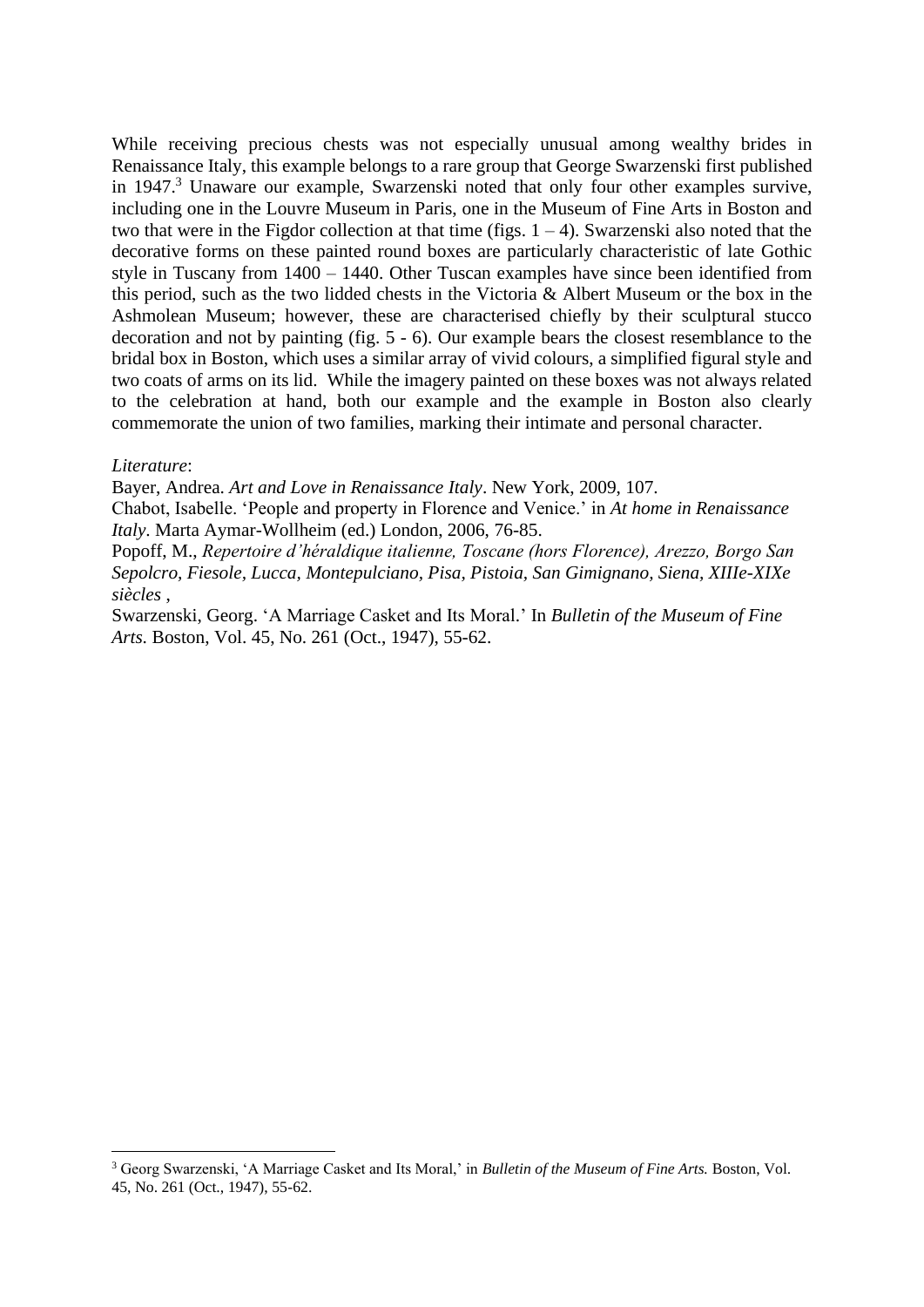While receiving precious chests was not especially unusual among wealthy brides in Renaissance Italy, this example belongs to a rare group that George Swarzenski first published in 1947.[3] Unaware our example, Swarzenski noted that only four other examples survive, including one in the Louvre Museum in Paris, one in the Museum of Fine Arts in Boston and two that were in the Figdor collection at that time (figs. 1 – 4). Swarzenski also noted that the decorative forms on these painted round boxes are particularly characteristic of late Gothic style in Tuscany from 1400 – 1440. Other Tuscan examples have since been identified from this period, such as the two lidded chests in the Victoria & Albert Museum or the box in the Ashmolean Museum; however, these are characterised chiefly by their sculptural stucco decoration and not by painting (fig. 5 - 6). Our example bears the closest resemblance to the bridal box in Boston, which uses a similar array of vivid colours, a simplified figural style and two coats of arms on its lid. While the imagery painted on these boxes was not always related to the celebration at hand, both our example and the example in Boston also clearly commemorate the union of two families, marking their intimate and personal character.

*Literature*:

Bayer, Andrea. *Art and Love in Renaissance Italy*. New York, 2009, 107.

Chabot, Isabelle. 'People and property in Florence and Venice.' in *At home in Renaissance Italy*. Marta Aymar-Wollheim (ed.) London, 2006, 76-85.

Popoff, M., *Repertoire d'héraldique italienne, Toscane (hors Florence), Arezzo, Borgo San Sepolcro, Fiesole, Lucca, Montepulciano, Pisa, Pistoia, San Gimignano, Siena, XIIIe-XIXe siècles* ,

Swarzenski, Georg. 'A Marriage Casket and Its Moral.' In *Bulletin of the Museum of Fine Arts.* Boston, Vol. 45, No. 261 (Oct., 1947), 55-62.

---

[3] Georg Swarzenski, 'A Marriage Casket and Its Moral,' in *Bulletin of the Museum of Fine Arts.* Boston, Vol. 45, No. 261 (Oct., 1947), 55-62.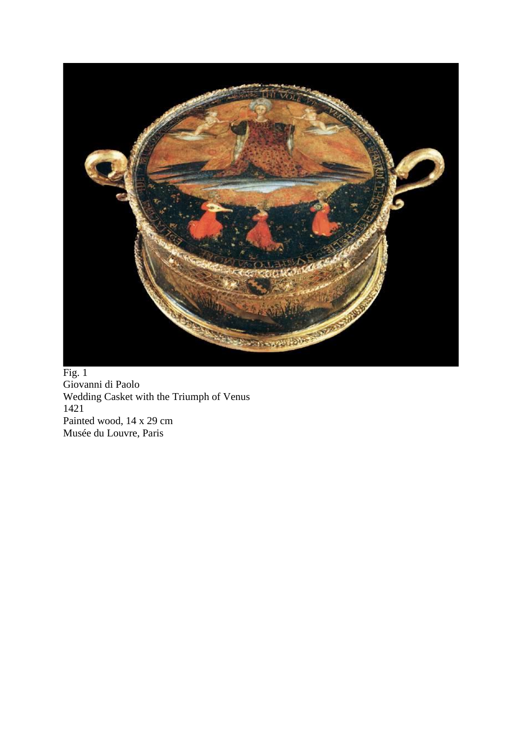Fig. 1
Giovanni di Paolo
Wedding Casket with the Triumph of Venus
1421
Painted wood, 14 x 29 cm
Musée du Louvre, Paris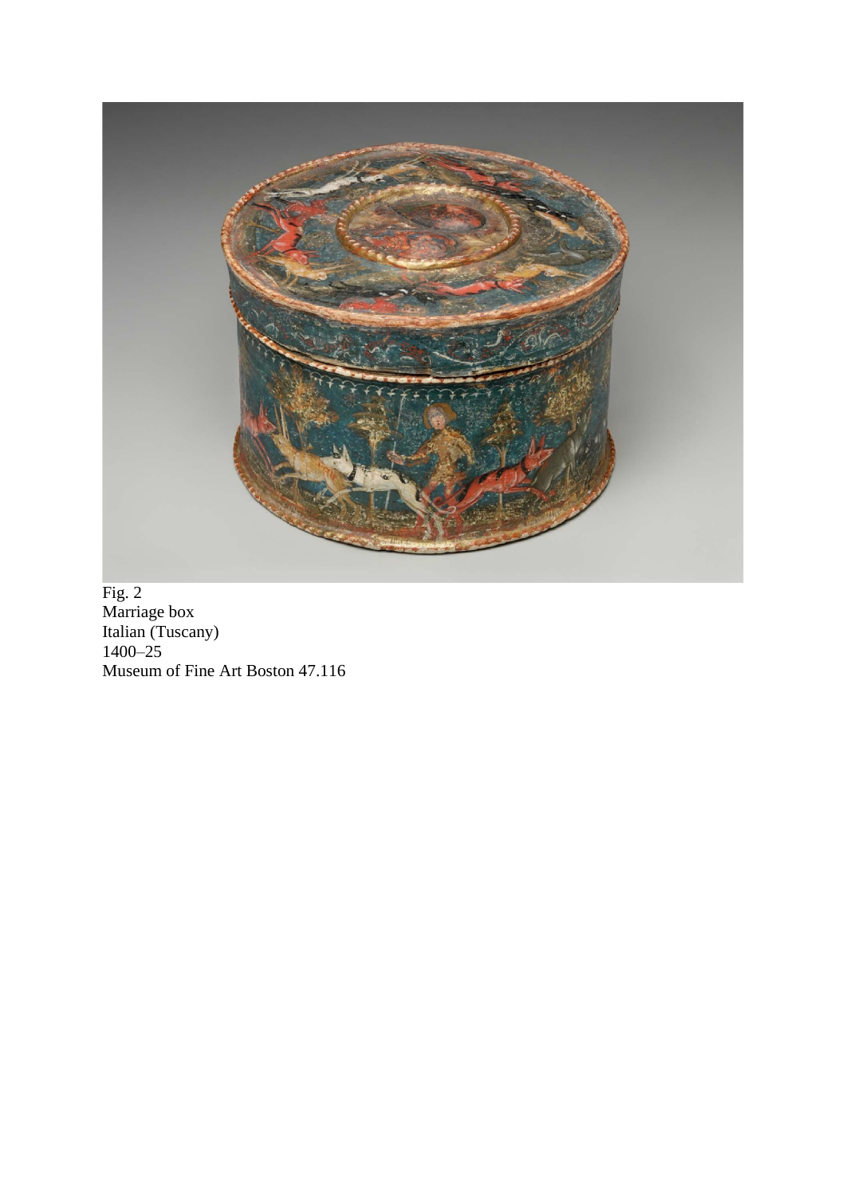Fig. 2
Marriage box
Italian (Tuscany)
1400–25
Museum of Fine Art Boston 47.116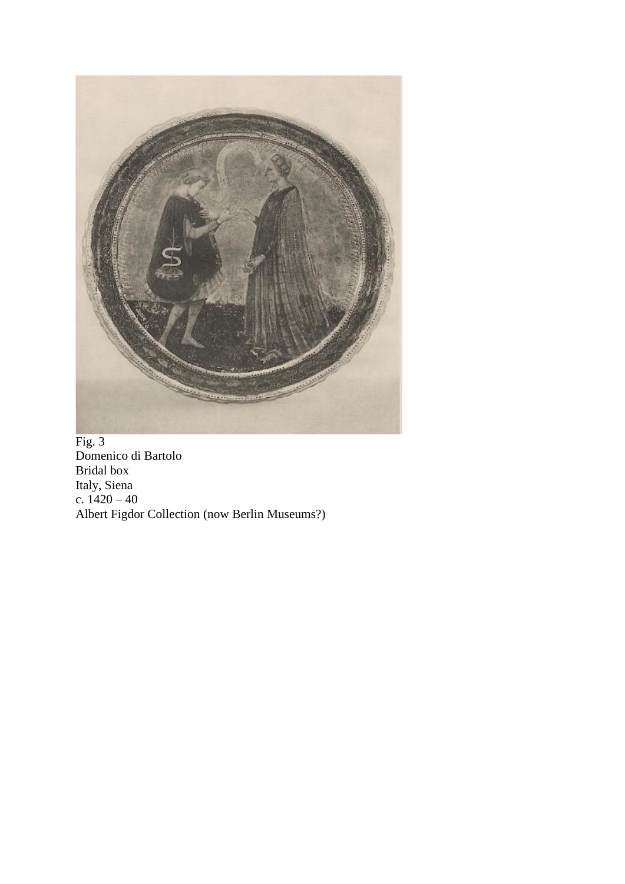Fig. 3
Domenico di Bartolo
Bridal box
Italy, Siena
c. 1420 – 40
Albert Figdor Collection (now Berlin Museums?)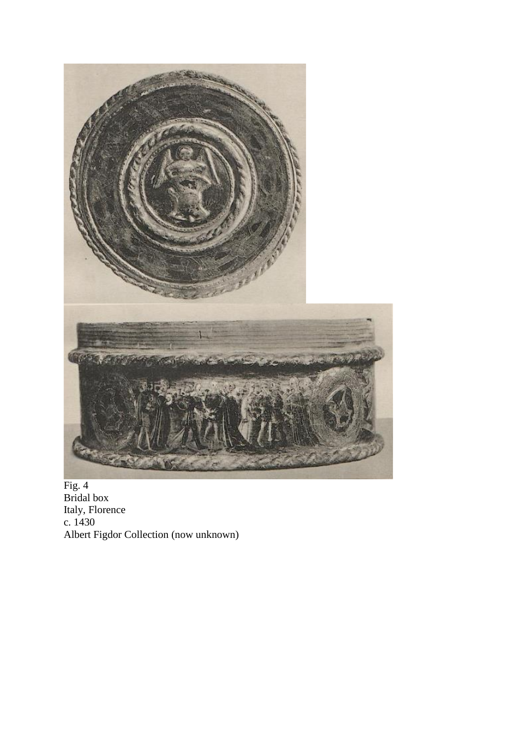Fig. 4
Bridal box
Italy, Florence
c. 1430
Albert Figdor Collection (now unknown)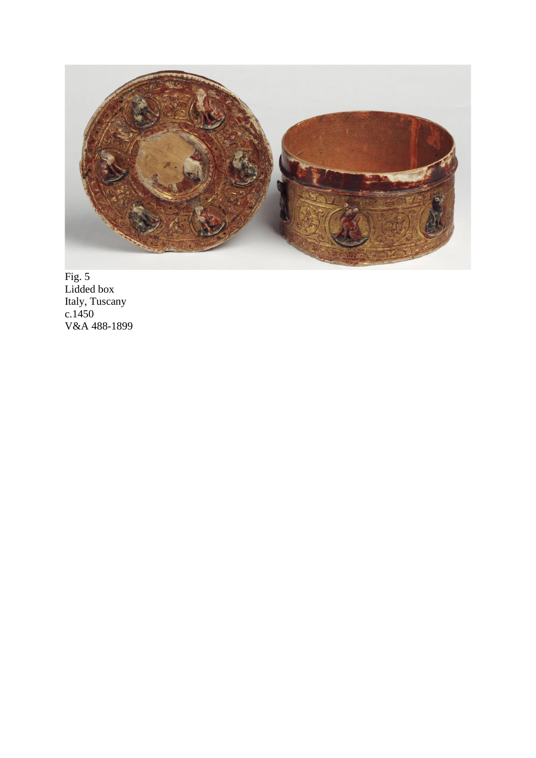Fig. 5
Lidded box
Italy, Tuscany
c.1450
V&A 488-1899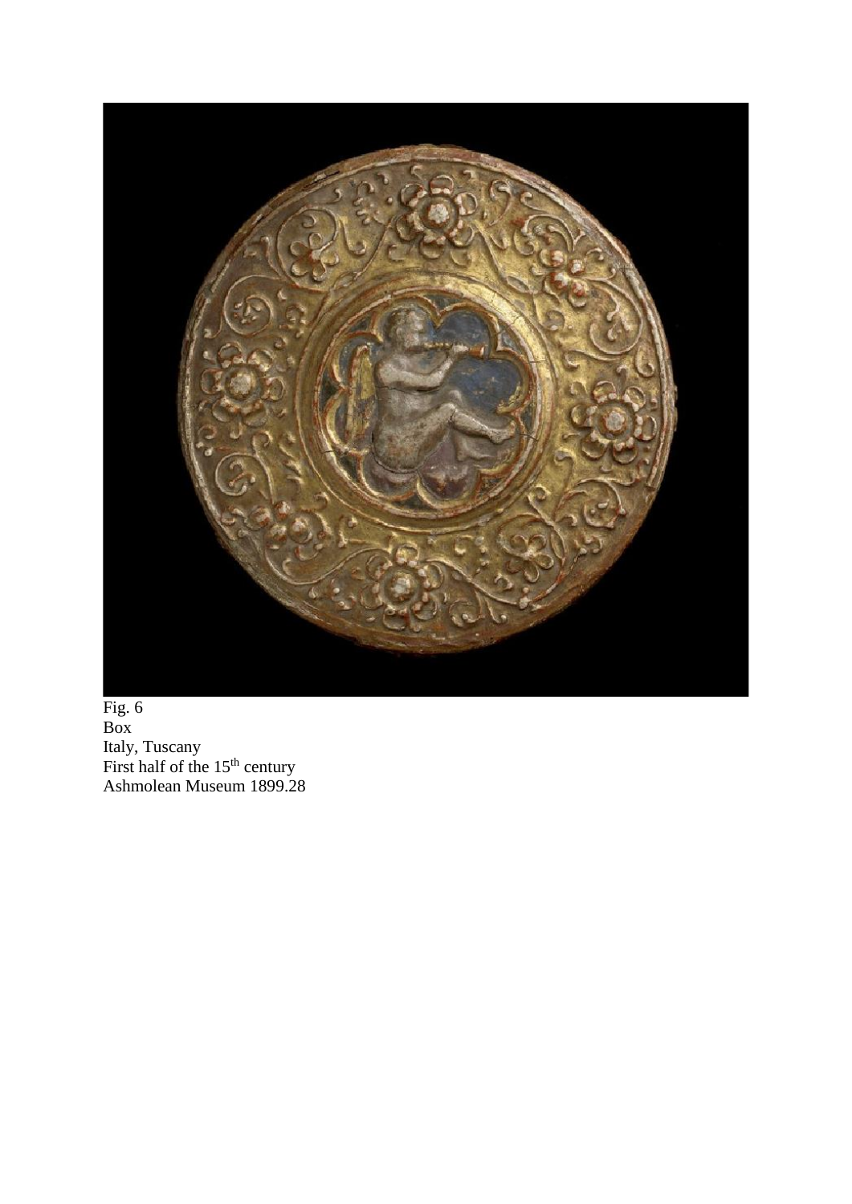Fig. 6
Box
Italy, Tuscany
First half of the 15th century
Ashmolean Museum 1899.28